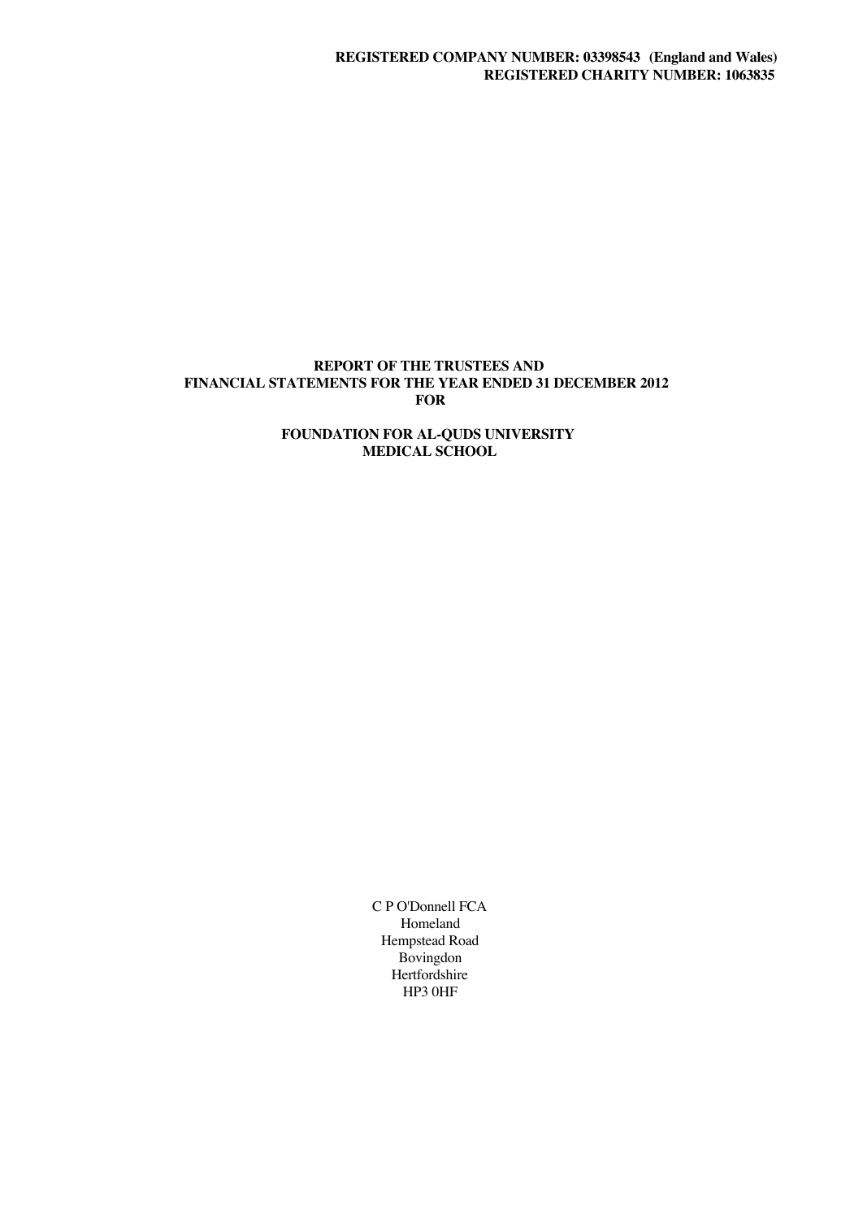**REGISTERED COMPANY NUMBER: 03398543 (England and Wales)**
**REGISTERED CHARITY NUMBER: 1063835**

# REPORT OF THE TRUSTEES AND FINANCIAL STATEMENTS FOR THE YEAR ENDED 31 DECEMBER 2012 FOR

# FOUNDATION FOR AL-QUDS UNIVERSITY MEDICAL SCHOOL

C P O'Donnell FCA
Homeland
Hempstead Road
Bovingdon
Hertfordshire
HP3 0HF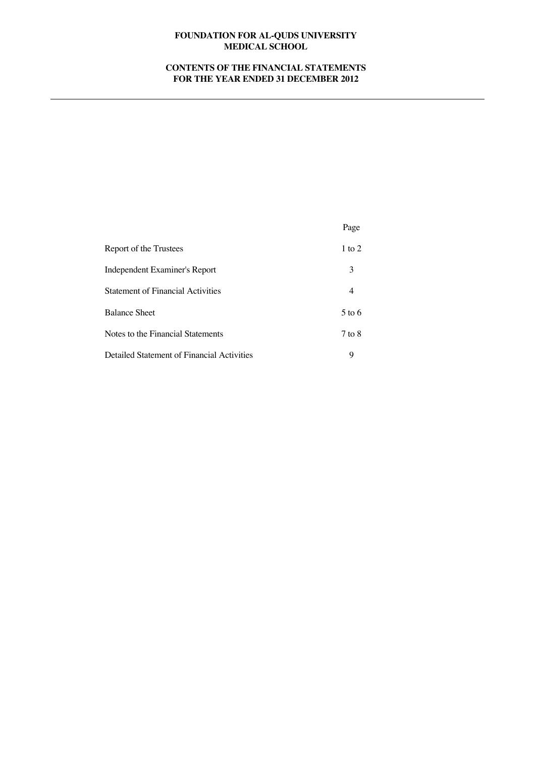**FOUNDATION FOR AL-QUDS UNIVERSITY MEDICAL SCHOOL**

**CONTENTS OF THE FINANCIAL STATEMENTS FOR THE YEAR ENDED 31 DECEMBER 2012**

| | Page |
|---|---|
| Report of the Trustees | 1 to 2 |
| Independent Examiner's Report | 3 |
| Statement of Financial Activities | 4 |
| Balance Sheet | 5 to 6 |
| Notes to the Financial Statements | 7 to 8 |
| Detailed Statement of Financial Activities | 9 |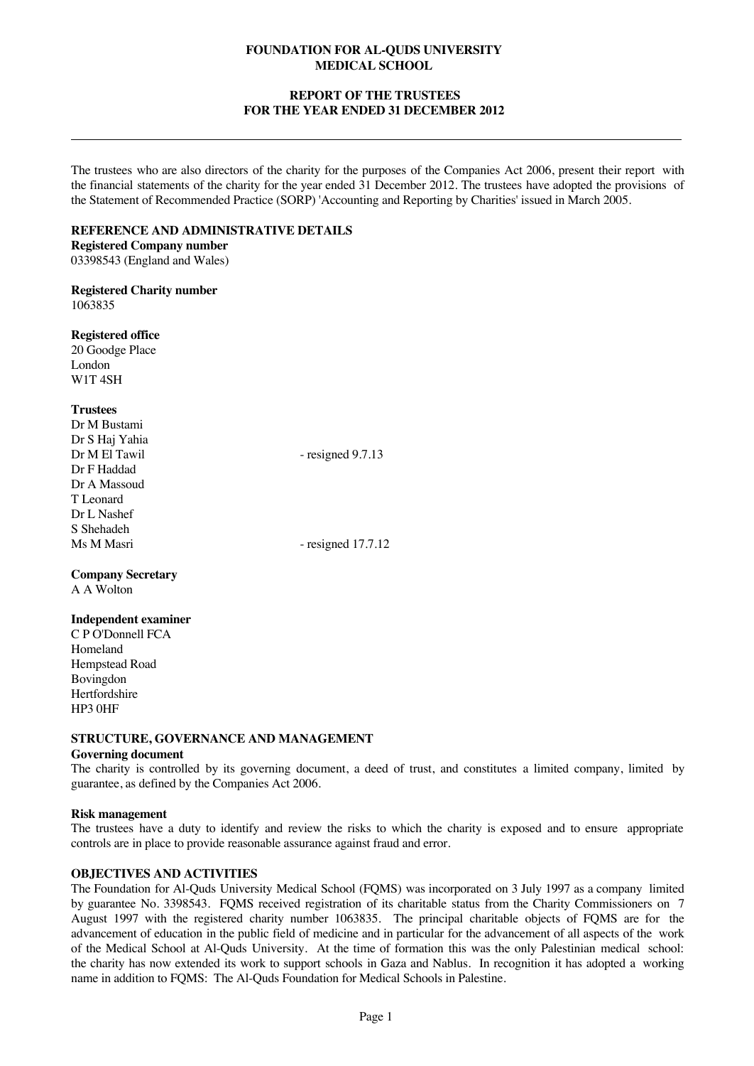# FOUNDATION FOR AL-QUDS UNIVERSITY MEDICAL SCHOOL

## REPORT OF THE TRUSTEES FOR THE YEAR ENDED 31 DECEMBER 2012

The trustees who are also directors of the charity for the purposes of the Companies Act 2006, present their report with the financial statements of the charity for the year ended 31 December 2012. The trustees have adopted the provisions of the Statement of Recommended Practice (SORP) 'Accounting and Reporting by Charities' issued in March 2005.

### REFERENCE AND ADMINISTRATIVE DETAILS

**Registered Company number**
03398543 (England and Wales)

**Registered Charity number**
1063835

**Registered office**
20 Goodge Place
London
W1T 4SH

**Trustees**

| | |
|---|---|
| Dr M Bustami | |
| Dr S Haj Yahia | |
| Dr M El Tawil | - resigned 9.7.13 |
| Dr F Haddad | |
| Dr A Massoud | |
| T Leonard | |
| Dr L Nashef | |
| S Shehadeh | |
| Ms M Masri | - resigned 17.7.12 |

**Company Secretary**
A A Wolton

**Independent examiner**
C P O'Donnell FCA
Homeland
Hempstead Road
Bovingdon
Hertfordshire
HP3 0HF

### STRUCTURE, GOVERNANCE AND MANAGEMENT

**Governing document**
The charity is controlled by its governing document, a deed of trust, and constitutes a limited company, limited by guarantee, as defined by the Companies Act 2006.

**Risk management**
The trustees have a duty to identify and review the risks to which the charity is exposed and to ensure appropriate controls are in place to provide reasonable assurance against fraud and error.

### OBJECTIVES AND ACTIVITIES

The Foundation for Al-Quds University Medical School (FQMS) was incorporated on 3 July 1997 as a company limited by guarantee No. 3398543. FQMS received registration of its charitable status from the Charity Commissioners on 7 August 1997 with the registered charity number 1063835. The principal charitable objects of FQMS are for the advancement of education in the public field of medicine and in particular for the advancement of all aspects of the work of the Medical School at Al-Quds University. At the time of formation this was the only Palestinian medical school: the charity has now extended its work to support schools in Gaza and Nablus. In recognition it has adopted a working name in addition to FQMS: The Al-Quds Foundation for Medical Schools in Palestine.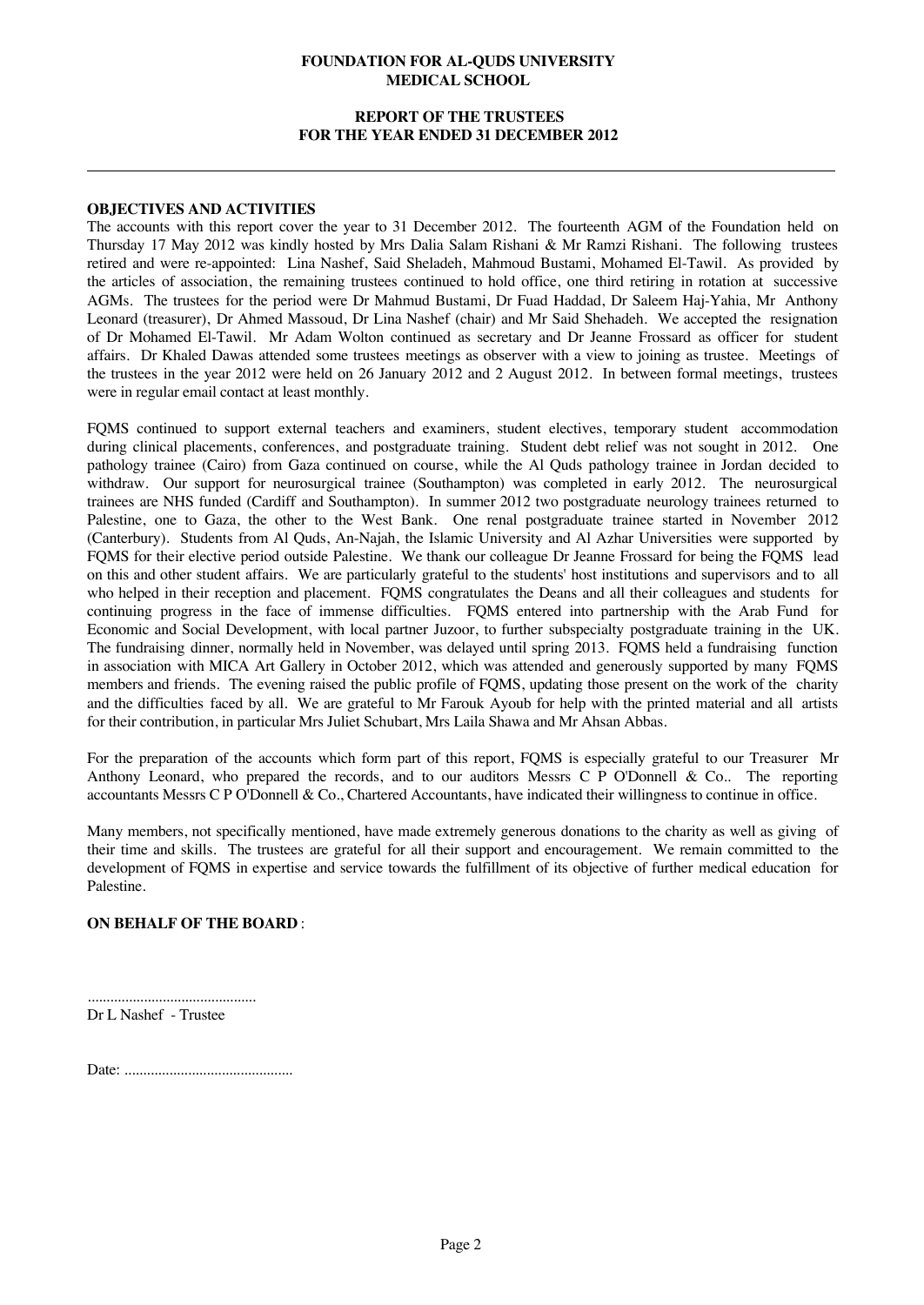**FOUNDATION FOR AL-QUDS UNIVERSITY MEDICAL SCHOOL**

**REPORT OF THE TRUSTEES FOR THE YEAR ENDED 31 DECEMBER 2012**

---

**OBJECTIVES AND ACTIVITIES**

The accounts with this report cover the year to 31 December 2012. The fourteenth AGM of the Foundation held on Thursday 17 May 2012 was kindly hosted by Mrs Dalia Salam Rishani & Mr Ramzi Rishani. The following trustees retired and were re-appointed: Lina Nashef, Said Sheladeh, Mahmoud Bustami, Mohamed El-Tawil. As provided by the articles of association, the remaining trustees continued to hold office, one third retiring in rotation at successive AGMs. The trustees for the period were Dr Mahmud Bustami, Dr Fuad Haddad, Dr Saleem Haj-Yahia, Mr Anthony Leonard (treasurer), Dr Ahmed Massoud, Dr Lina Nashef (chair) and Mr Said Shehadeh. We accepted the resignation of Dr Mohamed El-Tawil. Mr Adam Wolton continued as secretary and Dr Jeanne Frossard as officer for student affairs. Dr Khaled Dawas attended some trustees meetings as observer with a view to joining as trustee. Meetings of the trustees in the year 2012 were held on 26 January 2012 and 2 August 2012. In between formal meetings, trustees were in regular email contact at least monthly.

FQMS continued to support external teachers and examiners, student electives, temporary student accommodation during clinical placements, conferences, and postgraduate training. Student debt relief was not sought in 2012. One pathology trainee (Cairo) from Gaza continued on course, while the Al Quds pathology trainee in Jordan decided to withdraw. Our support for neurosurgical trainee (Southampton) was completed in early 2012. The neurosurgical trainees are NHS funded (Cardiff and Southampton). In summer 2012 two postgraduate neurology trainees returned to Palestine, one to Gaza, the other to the West Bank. One renal postgraduate trainee started in November 2012 (Canterbury). Students from Al Quds, An-Najah, the Islamic University and Al Azhar Universities were supported by FQMS for their elective period outside Palestine. We thank our colleague Dr Jeanne Frossard for being the FQMS lead on this and other student affairs. We are particularly grateful to the students' host institutions and supervisors and to all who helped in their reception and placement. FQMS congratulates the Deans and all their colleagues and students for continuing progress in the face of immense difficulties. FQMS entered into partnership with the Arab Fund for Economic and Social Development, with local partner Juzoor, to further subspecialty postgraduate training in the UK. The fundraising dinner, normally held in November, was delayed until spring 2013. FQMS held a fundraising function in association with MICA Art Gallery in October 2012, which was attended and generously supported by many FQMS members and friends. The evening raised the public profile of FQMS, updating those present on the work of the charity and the difficulties faced by all. We are grateful to Mr Farouk Ayoub for help with the printed material and all artists for their contribution, in particular Mrs Juliet Schubart, Mrs Laila Shawa and Mr Ahsan Abbas.

For the preparation of the accounts which form part of this report, FQMS is especially grateful to our Treasurer Mr Anthony Leonard, who prepared the records, and to our auditors Messrs C P O'Donnell & Co.. The reporting accountants Messrs C P O'Donnell & Co., Chartered Accountants, have indicated their willingness to continue in office.

Many members, not specifically mentioned, have made extremely generous donations to the charity as well as giving of their time and skills. The trustees are grateful for all their support and encouragement. We remain committed to the development of FQMS in expertise and service towards the fulfillment of its objective of further medical education for Palestine.

**ON BEHALF OF THE BOARD**:

............................................

Dr L Nashef - Trustee

Date: ............................................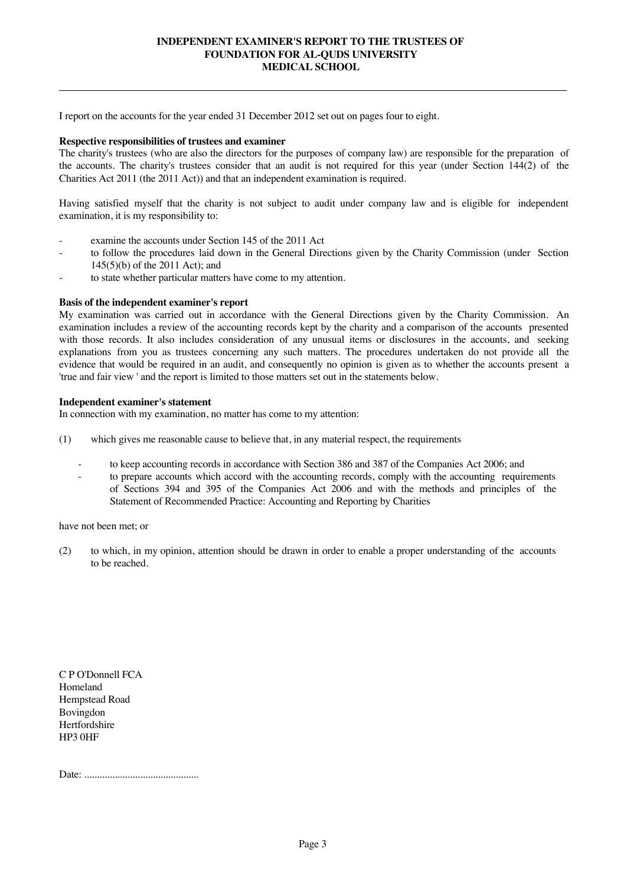# INDEPENDENT EXAMINER'S REPORT TO THE TRUSTEES OF FOUNDATION FOR AL-QUDS UNIVERSITY MEDICAL SCHOOL

I report on the accounts for the year ended 31 December 2012 set out on pages four to eight.

**Respective responsibilities of trustees and examiner**

The charity's trustees (who are also the directors for the purposes of company law) are responsible for the preparation of the accounts. The charity's trustees consider that an audit is not required for this year (under Section 144(2) of the Charities Act 2011 (the 2011 Act)) and that an independent examination is required.

Having satisfied myself that the charity is not subject to audit under company law and is eligible for independent examination, it is my responsibility to:

- examine the accounts under Section 145 of the 2011 Act
- to follow the procedures laid down in the General Directions given by the Charity Commission (under Section 145(5)(b) of the 2011 Act); and
- to state whether particular matters have come to my attention.

**Basis of the independent examiner's report**

My examination was carried out in accordance with the General Directions given by the Charity Commission. An examination includes a review of the accounting records kept by the charity and a comparison of the accounts presented with those records. It also includes consideration of any unusual items or disclosures in the accounts, and seeking explanations from you as trustees concerning any such matters. The procedures undertaken do not provide all the evidence that would be required in an audit, and consequently no opinion is given as to whether the accounts present a 'true and fair view ' and the report is limited to those matters set out in the statements below.

**Independent examiner's statement**

In connection with my examination, no matter has come to my attention:

(1) which gives me reasonable cause to believe that, in any material respect, the requirements

- to keep accounting records in accordance with Section 386 and 387 of the Companies Act 2006; and
- to prepare accounts which accord with the accounting records, comply with the accounting requirements of Sections 394 and 395 of the Companies Act 2006 and with the methods and principles of the Statement of Recommended Practice: Accounting and Reporting by Charities

have not been met; or

(2) to which, in my opinion, attention should be drawn in order to enable a proper understanding of the accounts to be reached.

C P O'Donnell FCA
Homeland
Hempstead Road
Bovingdon
Hertfordshire
HP3 0HF

Date: .............................................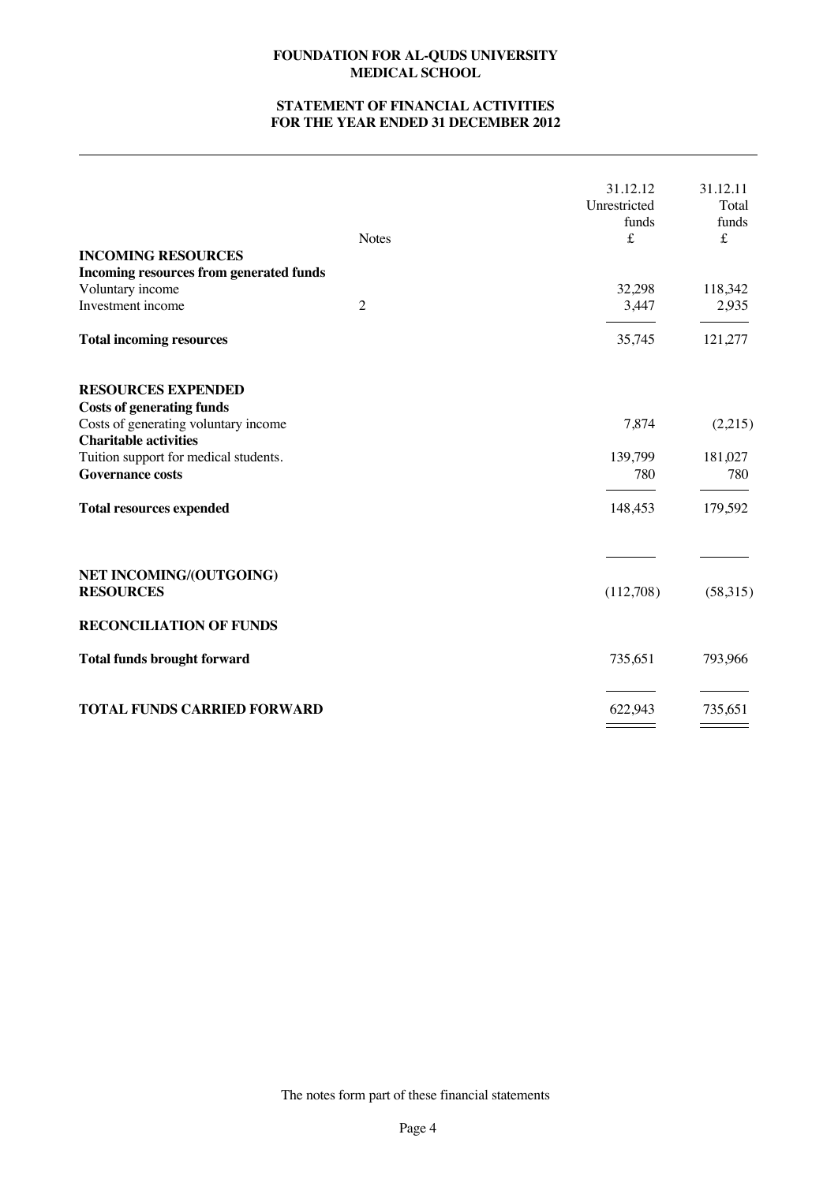**FOUNDATION FOR AL-QUDS UNIVERSITY MEDICAL SCHOOL**

**STATEMENT OF FINANCIAL ACTIVITIES FOR THE YEAR ENDED 31 DECEMBER 2012**

| | Notes | 31.12.12 Unrestricted funds £ | 31.12.11 Total funds £ |
|---|---|---|---|
| **INCOMING RESOURCES** | | | |
| **Incoming resources from generated funds** | | | |
| Voluntary income | | 32,298 | 118,342 |
| Investment income | 2 | 3,447 | 2,935 |
| **Total incoming resources** | | 35,745 | 121,277 |
| | | | |
| **RESOURCES EXPENDED** | | | |
| **Costs of generating funds** | | | |
| Costs of generating voluntary income | | 7,874 | (2,215) |
| **Charitable activities** | | | |
| Tuition support for medical students. | | 139,799 | 181,027 |
| **Governance costs** | | 780 | 780 |
| **Total resources expended** | | 148,453 | 179,592 |
| | | | |
| **NET INCOMING/(OUTGOING) RESOURCES** | | (112,708) | (58,315) |
| | | | |
| **RECONCILIATION OF FUNDS** | | | |
| **Total funds brought forward** | | 735,651 | 793,966 |
| | | | |
| **TOTAL FUNDS CARRIED FORWARD** | | 622,943 | 735,651 |

The notes form part of these financial statements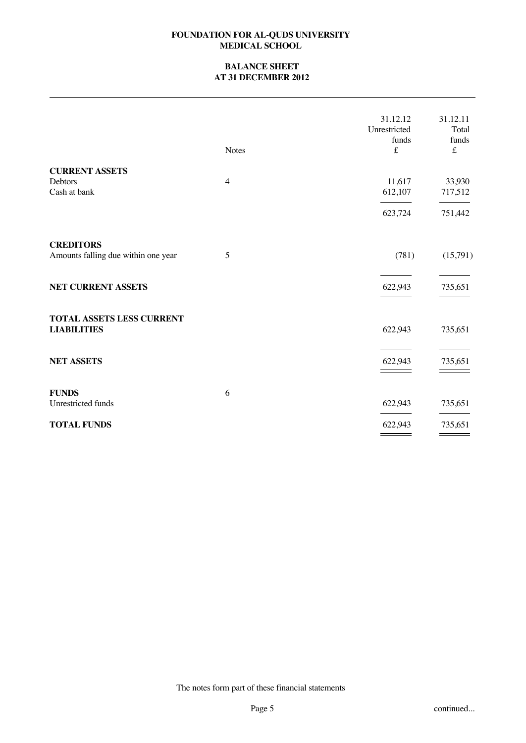# FOUNDATION FOR AL-QUDS UNIVERSITY MEDICAL SCHOOL

## BALANCE SHEET AT 31 DECEMBER 2012

| | Notes | 31.12.12 Unrestricted funds £ | 31.12.11 Total funds £ |
|---|---|---|---|
| **CURRENT ASSETS** | | | |
| Debtors | 4 | 11,617 | 33,930 |
| Cash at bank | | 612,107 | 717,512 |
| | | 623,724 | 751,442 |
| **CREDITORS** | | | |
| Amounts falling due within one year | 5 | (781) | (15,791) |
| **NET CURRENT ASSETS** | | 622,943 | 735,651 |
| **TOTAL ASSETS LESS CURRENT LIABILITIES** | | 622,943 | 735,651 |
| **NET ASSETS** | | 622,943 | 735,651 |
| **FUNDS** | 6 | | |
| Unrestricted funds | | 622,943 | 735,651 |
| **TOTAL FUNDS** | | 622,943 | 735,651 |

The notes form part of these financial statements

continued...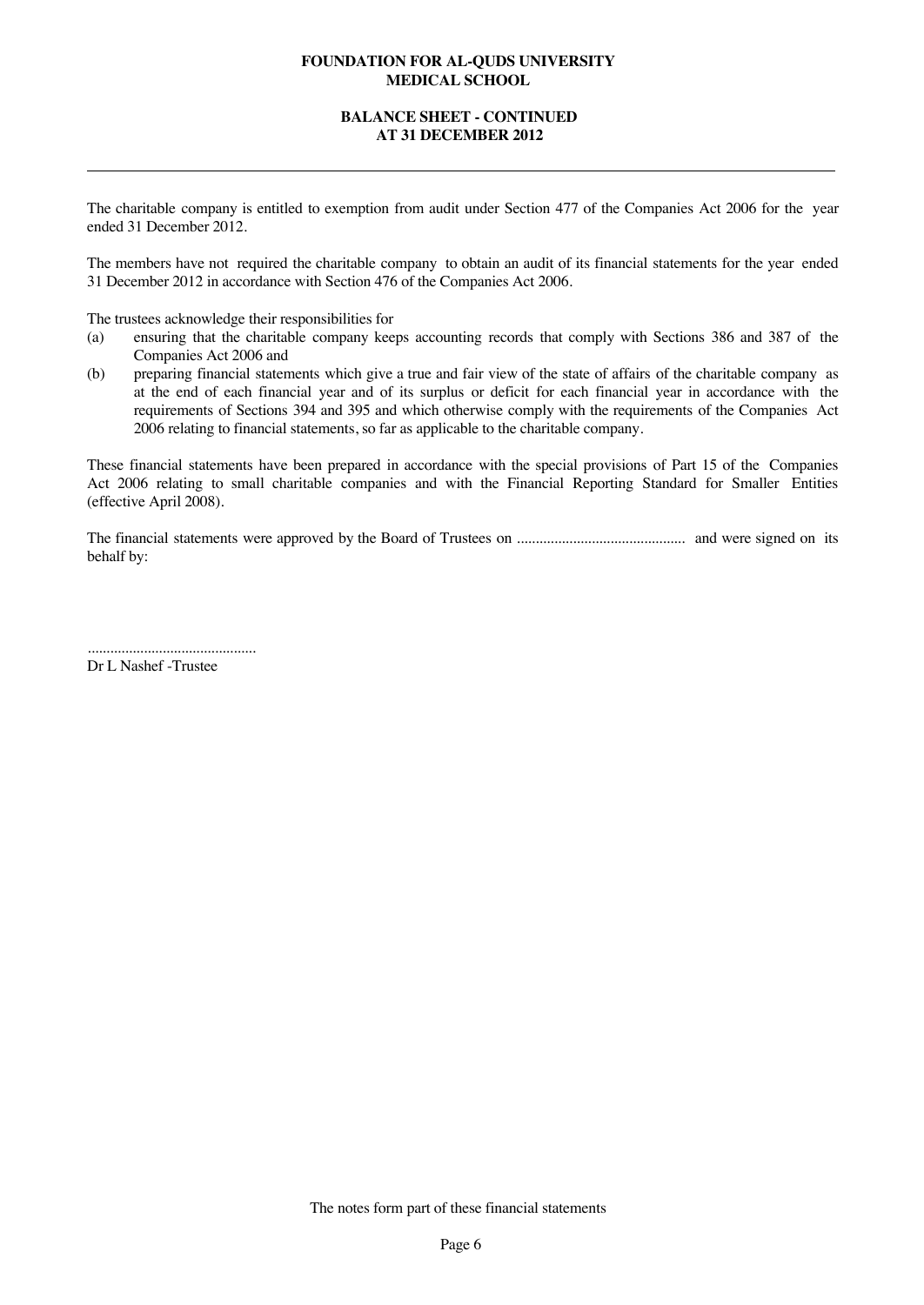# FOUNDATION FOR AL-QUDS UNIVERSITY MEDICAL SCHOOL

## BALANCE SHEET - CONTINUED AT 31 DECEMBER 2012

The charitable company is entitled to exemption from audit under Section 477 of the Companies Act 2006 for the year ended 31 December 2012.

The members have not required the charitable company to obtain an audit of its financial statements for the year ended 31 December 2012 in accordance with Section 476 of the Companies Act 2006.

The trustees acknowledge their responsibilities for

(a) ensuring that the charitable company keeps accounting records that comply with Sections 386 and 387 of the Companies Act 2006 and

(b) preparing financial statements which give a true and fair view of the state of affairs of the charitable company as at the end of each financial year and of its surplus or deficit for each financial year in accordance with the requirements of Sections 394 and 395 and which otherwise comply with the requirements of the Companies Act 2006 relating to financial statements, so far as applicable to the charitable company.

These financial statements have been prepared in accordance with the special provisions of Part 15 of the Companies Act 2006 relating to small charitable companies and with the Financial Reporting Standard for Smaller Entities (effective April 2008).

The financial statements were approved by the Board of Trustees on ............................................ and were signed on its behalf by:

............................................

Dr L Nashef -Trustee

The notes form part of these financial statements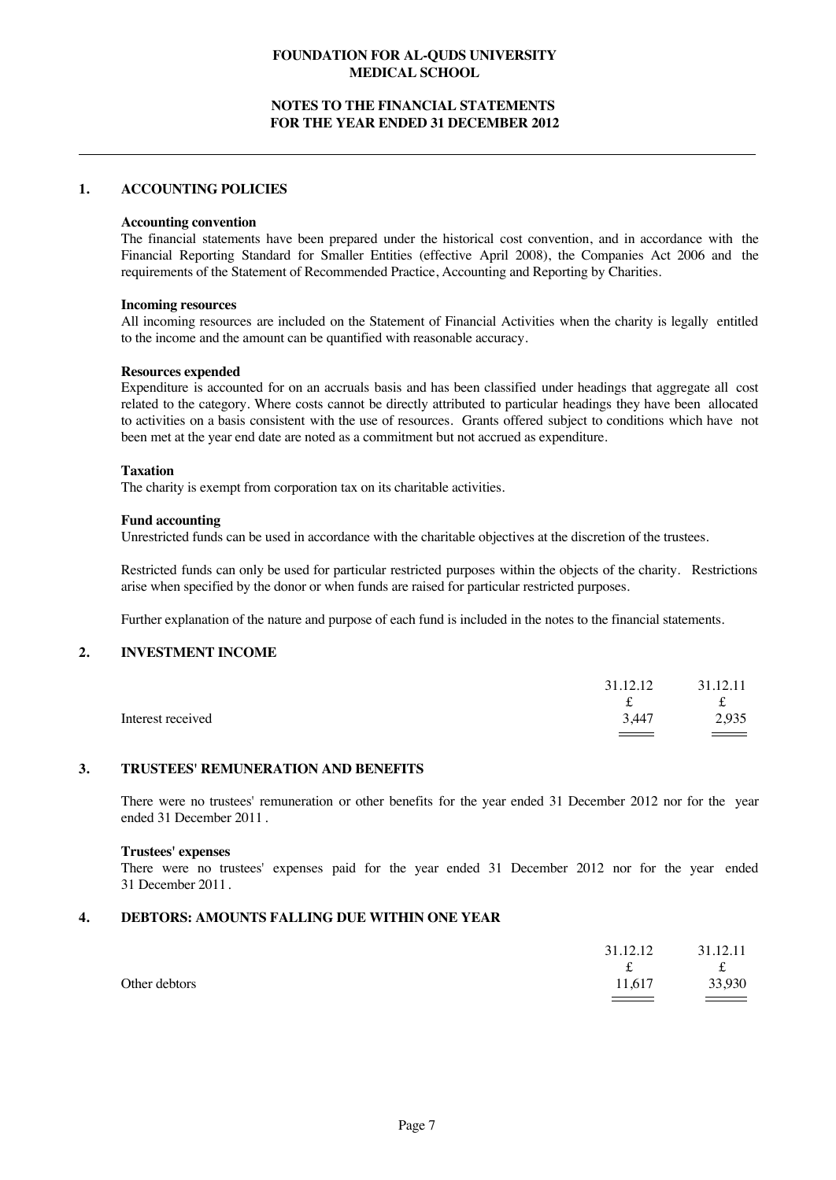**FOUNDATION FOR AL-QUDS UNIVERSITY MEDICAL SCHOOL**

**NOTES TO THE FINANCIAL STATEMENTS FOR THE YEAR ENDED 31 DECEMBER 2012**

## 1. ACCOUNTING POLICIES

**Accounting convention**

The financial statements have been prepared under the historical cost convention, and in accordance with the Financial Reporting Standard for Smaller Entities (effective April 2008), the Companies Act 2006 and the requirements of the Statement of Recommended Practice, Accounting and Reporting by Charities.

**Incoming resources**

All incoming resources are included on the Statement of Financial Activities when the charity is legally entitled to the income and the amount can be quantified with reasonable accuracy.

**Resources expended**

Expenditure is accounted for on an accruals basis and has been classified under headings that aggregate all cost related to the category. Where costs cannot be directly attributed to particular headings they have been allocated to activities on a basis consistent with the use of resources. Grants offered subject to conditions which have not been met at the year end date are noted as a commitment but not accrued as expenditure.

**Taxation**

The charity is exempt from corporation tax on its charitable activities.

**Fund accounting**

Unrestricted funds can be used in accordance with the charitable objectives at the discretion of the trustees.

Restricted funds can only be used for particular restricted purposes within the objects of the charity. Restrictions arise when specified by the donor or when funds are raised for particular restricted purposes.

Further explanation of the nature and purpose of each fund is included in the notes to the financial statements.

## 2. INVESTMENT INCOME

| | 31.12.12 | 31.12.11 |
|---|---|---|
| | £ | £ |
| Interest received | 3,447 | 2,935 |

## 3. TRUSTEES' REMUNERATION AND BENEFITS

There were no trustees' remuneration or other benefits for the year ended 31 December 2012 nor for the year ended 31 December 2011 .

**Trustees' expenses**

There were no trustees' expenses paid for the year ended 31 December 2012 nor for the year ended 31 December 2011 .

## 4. DEBTORS: AMOUNTS FALLING DUE WITHIN ONE YEAR

| | 31.12.12 | 31.12.11 |
|---|---|---|
| | £ | £ |
| Other debtors | 11,617 | 33,930 |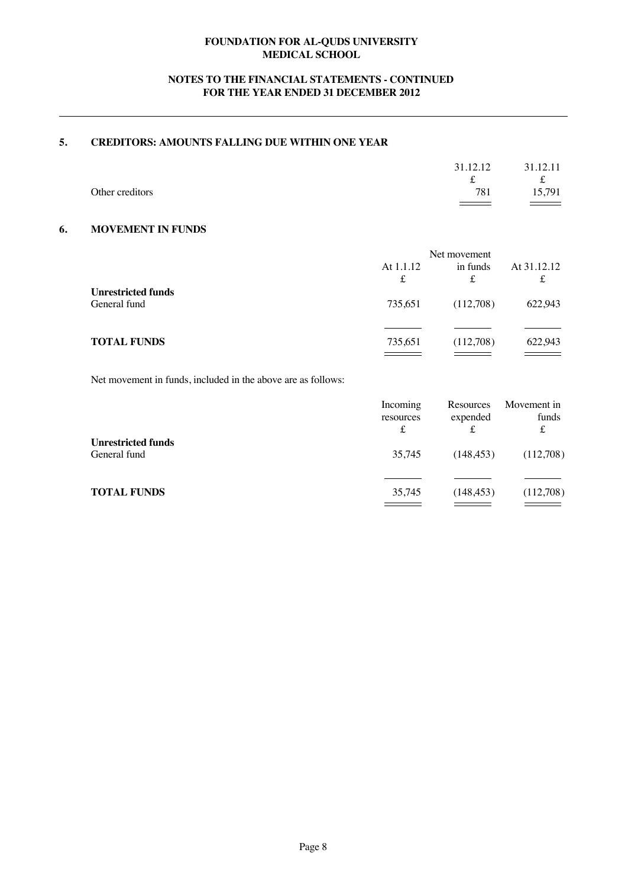**FOUNDATION FOR AL-QUDS UNIVERSITY MEDICAL SCHOOL**

**NOTES TO THE FINANCIAL STATEMENTS - CONTINUED FOR THE YEAR ENDED 31 DECEMBER 2012**

## 5. CREDITORS: AMOUNTS FALLING DUE WITHIN ONE YEAR

| | 31.12.12 | 31.12.11 |
|---|---|---|
| | £ | £ |
| Other creditors | 781 | 15,791 |

## 6. MOVEMENT IN FUNDS

| | At 1.1.12 | Net movement in funds | At 31.12.12 |
|---|---|---|---|
| | £ | £ | £ |
| **Unrestricted funds** | | | |
| General fund | 735,651 | (112,708) | 622,943 |
| **TOTAL FUNDS** | 735,651 | (112,708) | 622,943 |

Net movement in funds, included in the above are as follows:

| | Incoming resources | Resources expended | Movement in funds |
|---|---|---|---|
| | £ | £ | £ |
| **Unrestricted funds** | | | |
| General fund | 35,745 | (148,453) | (112,708) |
| **TOTAL FUNDS** | 35,745 | (148,453) | (112,708) |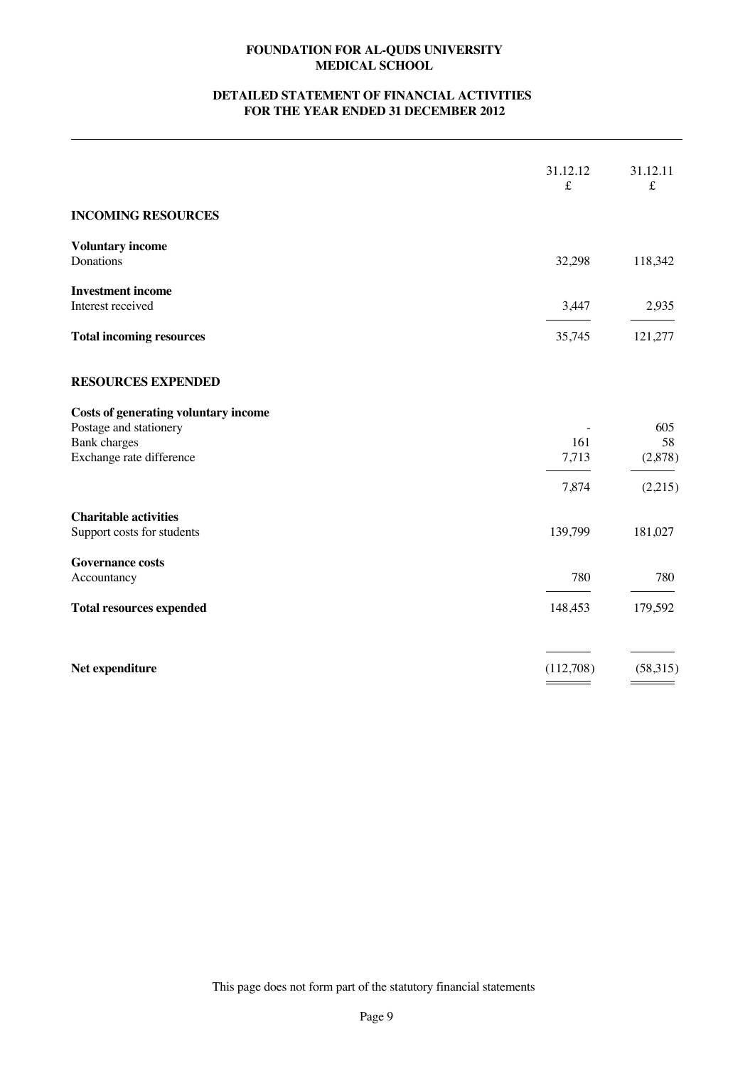**FOUNDATION FOR AL-QUDS UNIVERSITY MEDICAL SCHOOL**

**DETAILED STATEMENT OF FINANCIAL ACTIVITIES FOR THE YEAR ENDED 31 DECEMBER 2012**

| | 31.12.12 £ | 31.12.11 £ |
|---|---|---|
| **INCOMING RESOURCES** | | |
| **Voluntary income** | | |
| Donations | 32,298 | 118,342 |
| **Investment income** | | |
| Interest received | 3,447 | 2,935 |
| **Total incoming resources** | 35,745 | 121,277 |
| **RESOURCES EXPENDED** | | |
| **Costs of generating voluntary income** | | |
| Postage and stationery | - | 605 |
| Bank charges | 161 | 58 |
| Exchange rate difference | 7,713 | (2,878) |
| | 7,874 | (2,215) |
| **Charitable activities** | | |
| Support costs for students | 139,799 | 181,027 |
| **Governance costs** | | |
| Accountancy | 780 | 780 |
| **Total resources expended** | 148,453 | 179,592 |
| **Net expenditure** | (112,708) | (58,315) |

This page does not form part of the statutory financial statements